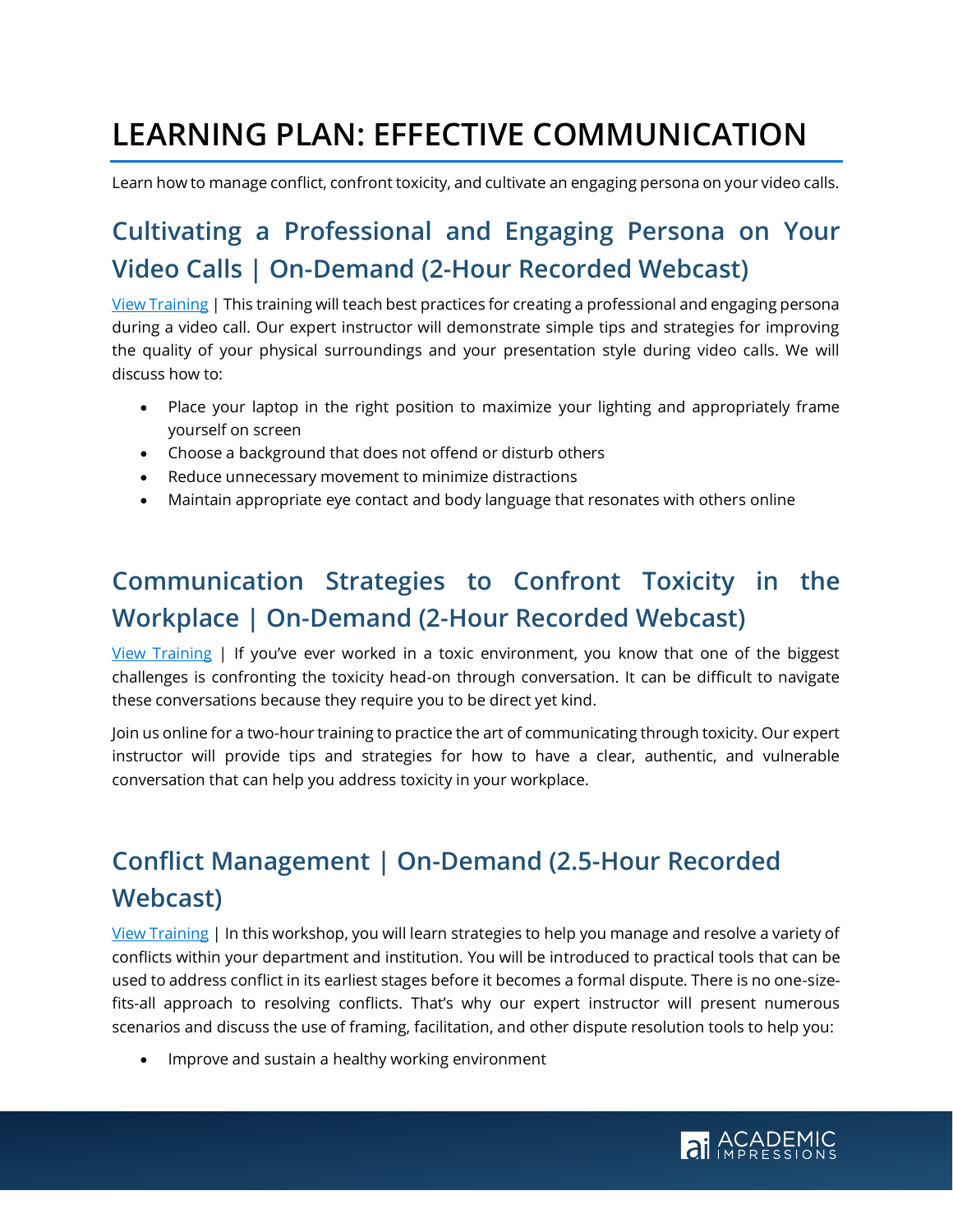# LEARNING PLAN: EFFECTIVE COMMUNICATION

Learn how to manage conflict, confront toxicity, and cultivate an engaging persona on your video calls.

## Cultivating a Professional and Engaging Persona on Your Video Calls | On-Demand (2-Hour Recorded Webcast)

View Training | This training will teach best practices for creating a professional and engaging persona during a video call. Our expert instructor will demonstrate simple tips and strategies for improving the quality of your physical surroundings and your presentation style during video calls. We will discuss how to:

- Place your laptop in the right position to maximize your lighting and appropriately frame yourself on screen
- Choose a background that does not offend or disturb others
- Reduce unnecessary movement to minimize distractions
- Maintain appropriate eye contact and body language that resonates with others online

## Communication Strategies to Confront Toxicity in the Workplace | On-Demand (2-Hour Recorded Webcast)

View Training | If you've ever worked in a toxic environment, you know that one of the biggest challenges is confronting the toxicity head-on through conversation. It can be difficult to navigate these conversations because they require you to be direct yet kind.

Join us online for a two-hour training to practice the art of communicating through toxicity. Our expert instructor will provide tips and strategies for how to have a clear, authentic, and vulnerable conversation that can help you address toxicity in your workplace.

## Conflict Management | On-Demand (2.5-Hour Recorded Webcast)

View Training | In this workshop, you will learn strategies to help you manage and resolve a variety of conflicts within your department and institution. You will be introduced to practical tools that can be used to address conflict in its earliest stages before it becomes a formal dispute. There is no one-size-fits-all approach to resolving conflicts. That's why our expert instructor will present numerous scenarios and discuss the use of framing, facilitation, and other dispute resolution tools to help you:

- Improve and sustain a healthy working environment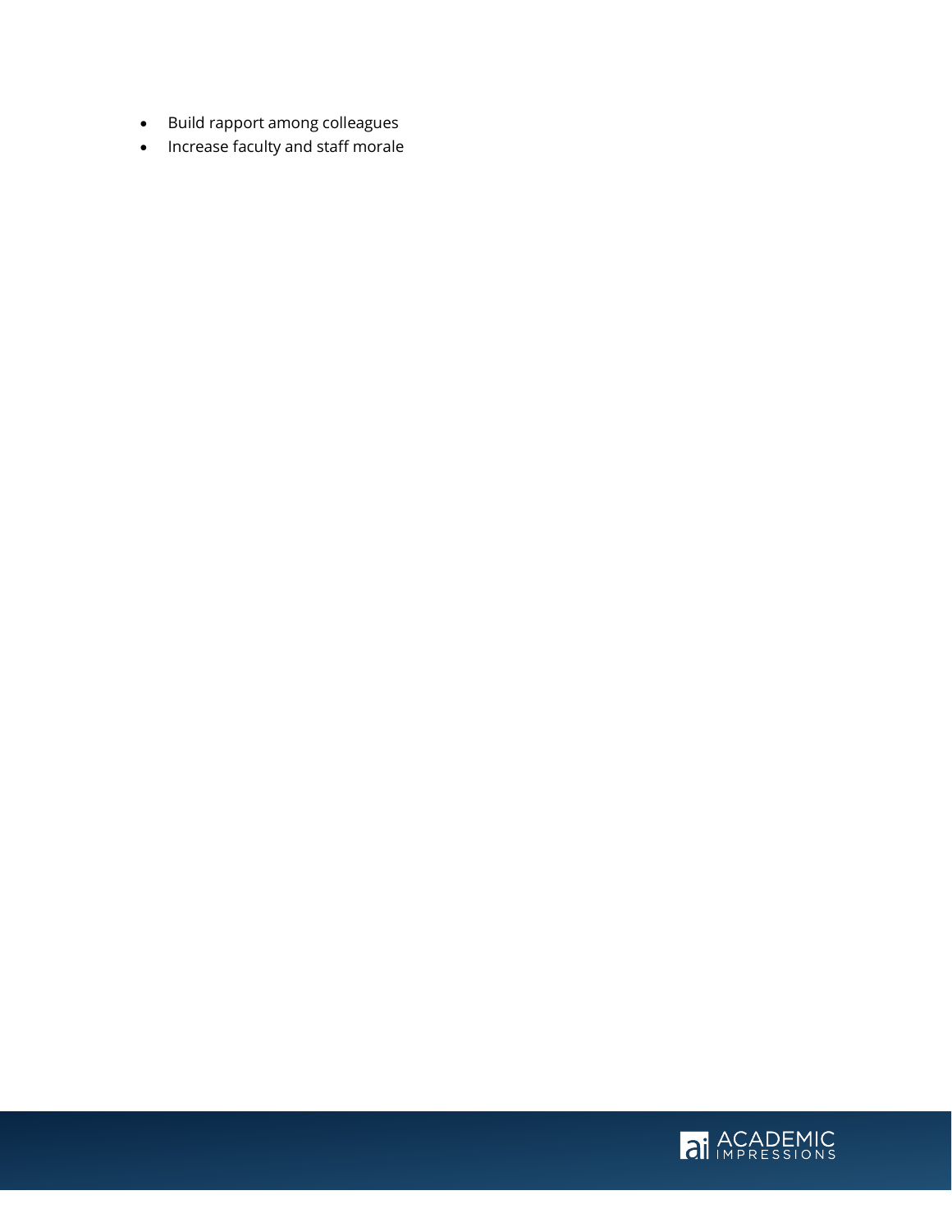- Build rapport among colleagues
- Increase faculty and staff morale